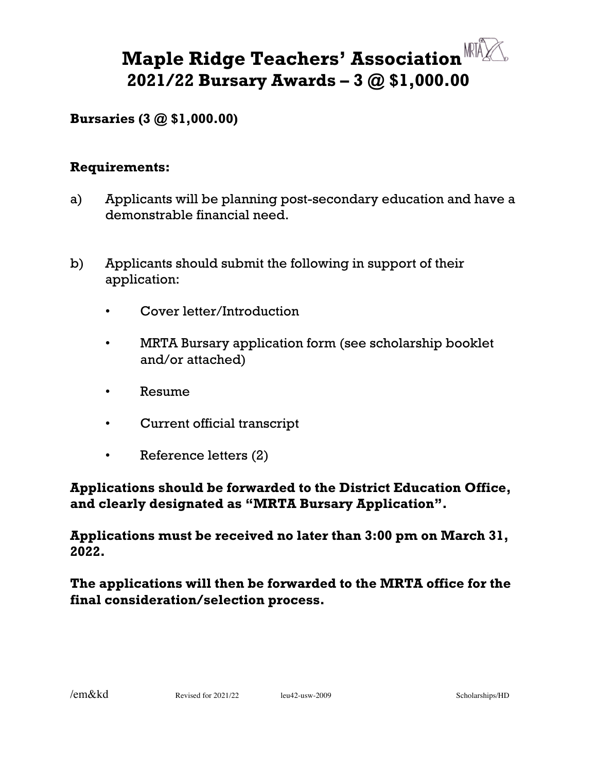# Maple Ridge Teachers' Association
## 2021/22 Bursary Awards – 3 @ $1,000.00

**Bursaries (3 @ $1,000.00)**

**Requirements:**

a) Applicants will be planning post-secondary education and have a demonstrable financial need.

b) Applicants should submit the following in support of their application:

- Cover letter/Introduction
- MRTA Bursary application form (see scholarship booklet and/or attached)
- Resume
- Current official transcript
- Reference letters (2)

**Applications should be forwarded to the District Education Office, and clearly designated as "MRTA Bursary Application".**

**Applications must be received no later than 3:00 pm on March 31, 2022.**

**The applications will then be forwarded to the MRTA office for the final consideration/selection process.**

/em&kd    Revised for 2021/22    leu42-usw-2009    Scholarships/HD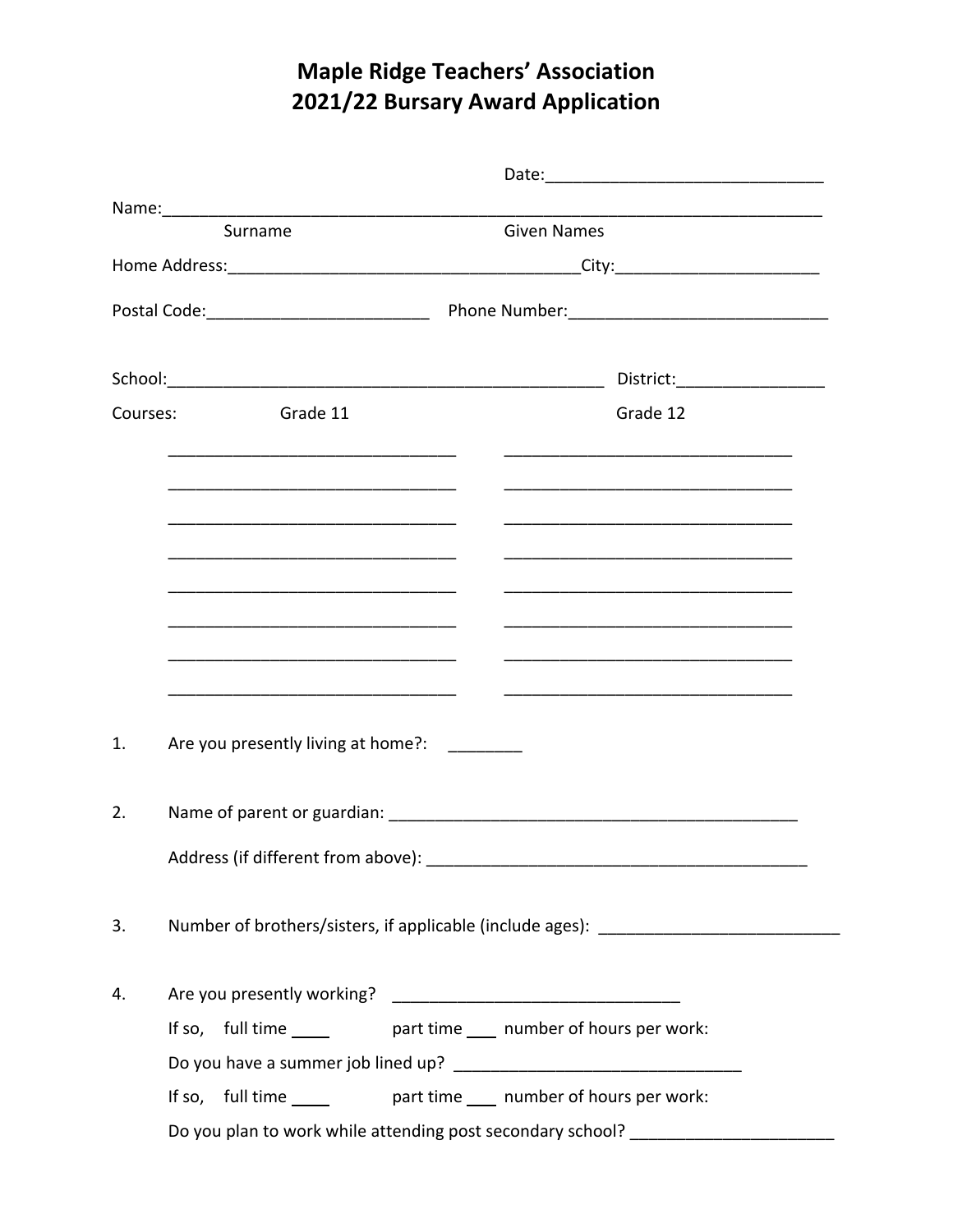# Maple Ridge Teachers' Association
# 2021/22 Bursary Award Application

Date:______________________________

Name:___________________________________________________________________________

Surname &nbsp;&nbsp;&nbsp;&nbsp;&nbsp;&nbsp;&nbsp;&nbsp;&nbsp;&nbsp;&nbsp;&nbsp;&nbsp;&nbsp;&nbsp;&nbsp;&nbsp;&nbsp;&nbsp;&nbsp; Given Names

Home Address:______________________________________City:______________________

Postal Code:________________________ Phone Number:____________________________

School:________________________________________________ District:________________

Courses:

| Grade 11 | Grade 12 |
| --- | --- |
| _______________________________ | _______________________________ |
| _______________________________ | _______________________________ |
| _______________________________ | _______________________________ |
| _______________________________ | _______________________________ |
| _______________________________ | _______________________________ |
| _______________________________ | _______________________________ |
| _______________________________ | _______________________________ |
| _______________________________ | _______________________________ |

1. Are you presently living at home?: ________

2. Name of parent or guardian: _____________________________________________

   Address (if different from above): __________________________________________

3. Number of brothers/sisters, if applicable (include ages): __________________________

4. Are you presently working? _______________________________

   If so, full time ____ part time ___ number of hours per work:

   Do you have a summer job lined up? _______________________________

   If so, full time ____ part time ___ number of hours per work:

   Do you plan to work while attending post secondary school? ______________________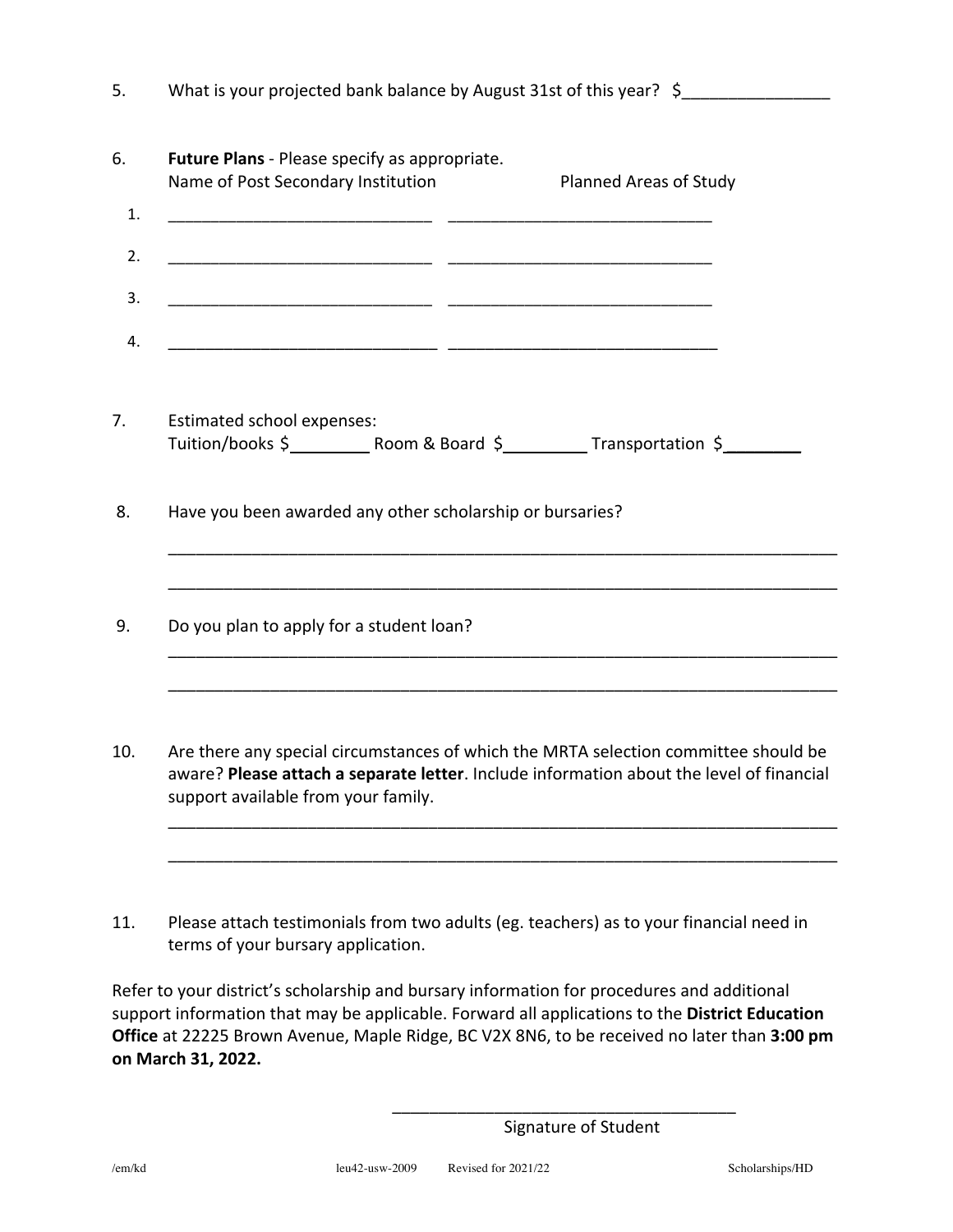5. What is your projected bank balance by August 31st of this year? $________________

6. **Future Plans** - Please specify as appropriate.

| Name of Post Secondary Institution | Planned Areas of Study |
|---|---|
| 1. ______________________________ | ______________________________ |
| 2. ______________________________ | ______________________________ |
| 3. ______________________________ | ______________________________ |
| 4. ______________________________ | ______________________________ |

7. Estimated school expenses:
   Tuition/books $_________ Room & Board $_________ Transportation $_________

8. Have you been awarded any other scholarship or bursaries?

   ____________________________________________________________________________

   ____________________________________________________________________________

9. Do you plan to apply for a student loan?

   ____________________________________________________________________________

   ____________________________________________________________________________

10. Are there any special circumstances of which the MRTA selection committee should be aware? **Please attach a separate letter**. Include information about the level of financial support available from your family.

    ____________________________________________________________________________

    ____________________________________________________________________________

11. Please attach testimonials from two adults (eg. teachers) as to your financial need in terms of your bursary application.

Refer to your district's scholarship and bursary information for procedures and additional support information that may be applicable. Forward all applications to the **District Education Office** at 22225 Brown Avenue, Maple Ridge, BC V2X 8N6, to be received no later than **3:00 pm on March 31, 2022.**

______________________________________
Signature of Student

/em/kd leu42-usw-2009 Revised for 2021/22 Scholarships/HD